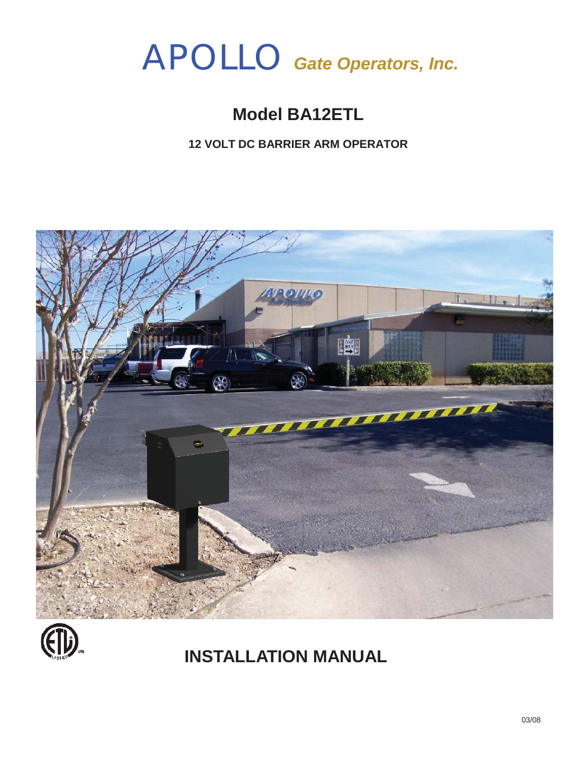# APOLLO *Gate Operators, Inc.*

## Model BA12ETL

**12 VOLT DC BARRIER ARM OPERATOR**

## INSTALLATION MANUAL

03/08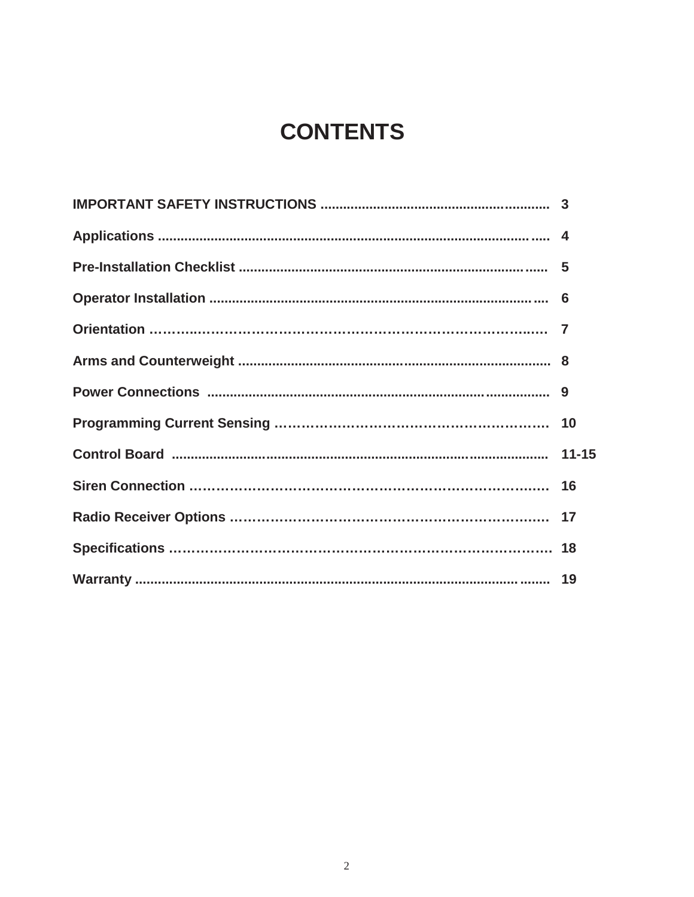# CONTENTS

| | |
|---|---|
| **IMPORTANT SAFETY INSTRUCTIONS** | **3** |
| **Applications** | **4** |
| **Pre-Installation Checklist** | **5** |
| **Operator Installation** | **6** |
| **Orientation** | **7** |
| **Arms and Counterweight** | **8** |
| **Power Connections** | **9** |
| **Programming Current Sensing** | **10** |
| **Control Board** | **11-15** |
| **Siren Connection** | **16** |
| **Radio Receiver Options** | **17** |
| **Specifications** | **18** |
| **Warranty** | **19** |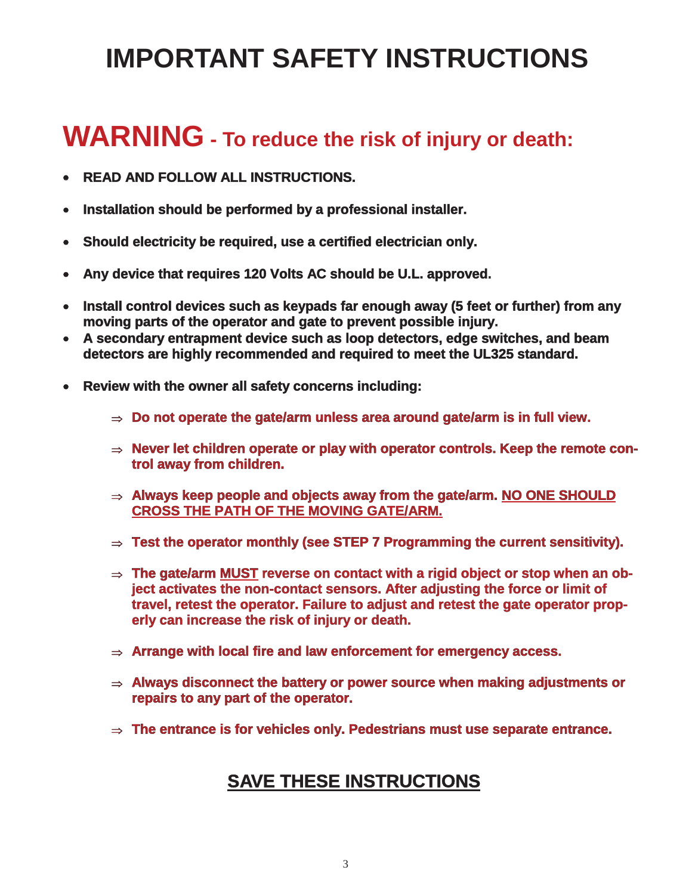# IMPORTANT SAFETY INSTRUCTIONS

## WARNING - To reduce the risk of injury or death:

- **READ AND FOLLOW ALL INSTRUCTIONS.**
- **Installation should be performed by a professional installer.**
- **Should electricity be required, use a certified electrician only.**
- **Any device that requires 120 Volts AC should be U.L. approved.**
- **Install control devices such as keypads far enough away (5 feet or further) from any moving parts of the operator and gate to prevent possible injury.**
- **A secondary entrapment device such as loop detectors, edge switches, and beam detectors are highly recommended and required to meet the UL325 standard.**
- **Review with the owner all safety concerns including:**
  - ⇒ **Do not operate the gate/arm unless area around gate/arm is in full view.**
  - ⇒ **Never let children operate or play with operator controls. Keep the remote control away from children.**
  - ⇒ **Always keep people and objects away from the gate/arm. <u>NO ONE SHOULD CROSS THE PATH OF THE MOVING GATE/ARM.</u>**
  - ⇒ **Test the operator monthly (see STEP 7 Programming the current sensitivity).**
  - ⇒ **The gate/arm <u>MUST</u> reverse on contact with a rigid object or stop when an object activates the non-contact sensors. After adjusting the force or limit of travel, retest the operator. Failure to adjust and retest the gate operator properly can increase the risk of injury or death.**
  - ⇒ **Arrange with local fire and law enforcement for emergency access.**
  - ⇒ **Always disconnect the battery or power source when making adjustments or repairs to any part of the operator.**
  - ⇒ **The entrance is for vehicles only. Pedestrians must use separate entrance.**

## <u>SAVE THESE INSTRUCTIONS</u>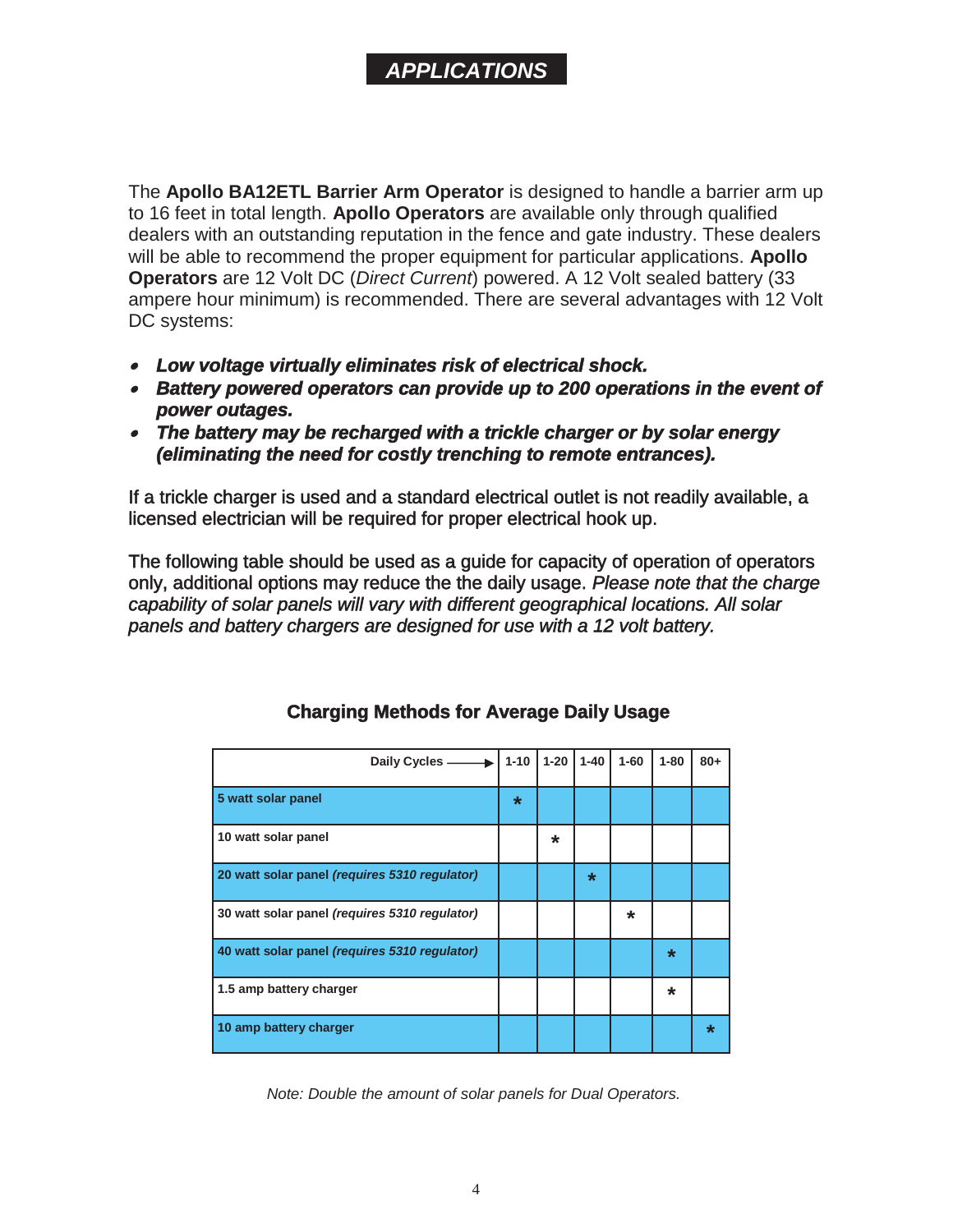# *APPLICATIONS*

The **Apollo BA12ETL Barrier Arm Operator** is designed to handle a barrier arm up to 16 feet in total length. **Apollo Operators** are available only through qualified dealers with an outstanding reputation in the fence and gate industry. These dealers will be able to recommend the proper equipment for particular applications. **Apollo Operators** are 12 Volt DC (*Direct Current*) powered. A 12 Volt sealed battery (33 ampere hour minimum) is recommended. There are several advantages with 12 Volt DC systems:

- ***Low voltage virtually eliminates risk of electrical shock.***
- ***Battery powered operators can provide up to 200 operations in the event of power outages.***
- ***The battery may be recharged with a trickle charger or by solar energy (eliminating the need for costly trenching to remote entrances).***

If a trickle charger is used and a standard electrical outlet is not readily available, a licensed electrician will be required for proper electrical hook up.

The following table should be used as a guide for capacity of operation of operators only, additional options may reduce the the daily usage. *Please note that the charge capability of solar panels will vary with different geographical locations. All solar panels and battery chargers are designed for use with a 12 volt battery.*

### Charging Methods for Average Daily Usage

| Daily Cycles ⟶ | 1-10 | 1-20 | 1-40 | 1-60 | 1-80 | 80+ |
|---|---|---|---|---|---|---|
| **5 watt solar panel** | * | | | | | |
| **10 watt solar panel** | | * | | | | |
| **20 watt solar panel *(requires 5310 regulator)*** | | | * | | | |
| **30 watt solar panel *(requires 5310 regulator)*** | | | | * | | |
| **40 watt solar panel *(requires 5310 regulator)*** | | | | | * | |
| **1.5 amp battery charger** | | | | | * | |
| **10 amp battery charger** | | | | | | * |

*Note: Double the amount of solar panels for Dual Operators.*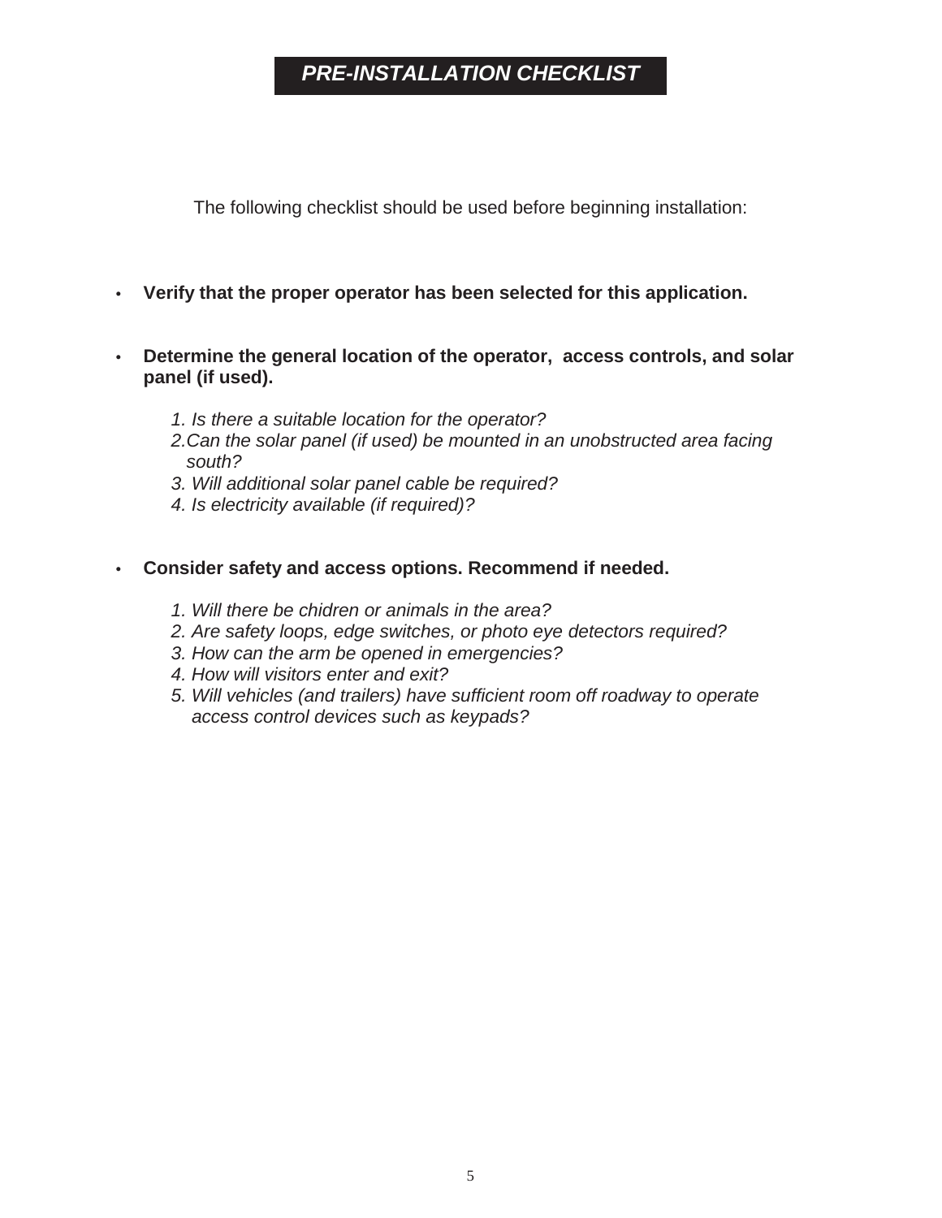# ***PRE-INSTALLATION CHECKLIST***

The following checklist should be used before beginning installation:

- **Verify that the proper operator has been selected for this application.**

- **Determine the general location of the operator, access controls, and solar panel (if used).**

  *1. Is there a suitable location for the operator?*
  *2.Can the solar panel (if used) be mounted in an unobstructed area facing south?*
  *3. Will additional solar panel cable be required?*
  *4. Is electricity available (if required)?*

- **Consider safety and access options. Recommend if needed.**

  *1. Will there be chidren or animals in the area?*
  *2. Are safety loops, edge switches, or photo eye detectors required?*
  *3. How can the arm be opened in emergencies?*
  *4. How will visitors enter and exit?*
  *5. Will vehicles (and trailers) have sufficient room off roadway to operate access control devices such as keypads?*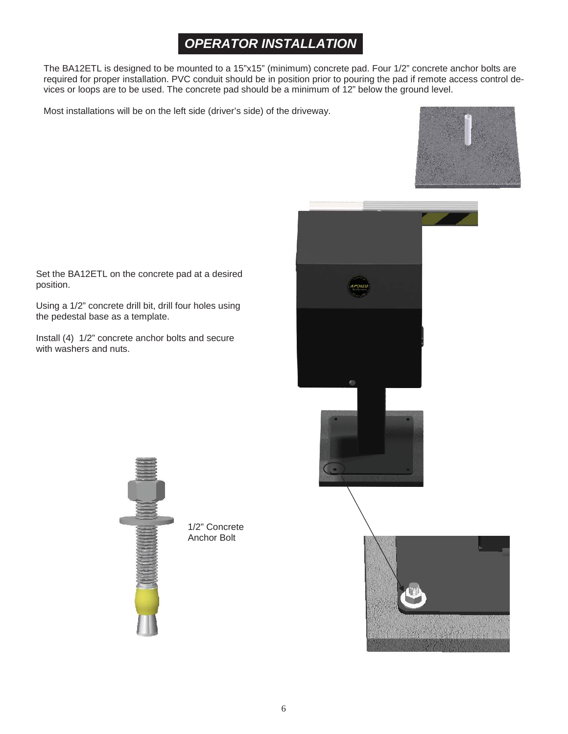# OPERATOR INSTALLATION

The BA12ETL is designed to be mounted to a 15"x15" (minimum) concrete pad. Four 1/2" concrete anchor bolts are required for proper installation. PVC conduit should be in position prior to pouring the pad if remote access control devices or loops are to be used. The concrete pad should be a minimum of 12" below the ground level.

Most installations will be on the left side (driver's side) of the driveway.

Set the BA12ETL on the concrete pad at a desired position.

Using a 1/2" concrete drill bit, drill four holes using the pedestal base as a template.

Install (4) 1/2" concrete anchor bolts and secure with washers and nuts.

1/2" Concrete Anchor Bolt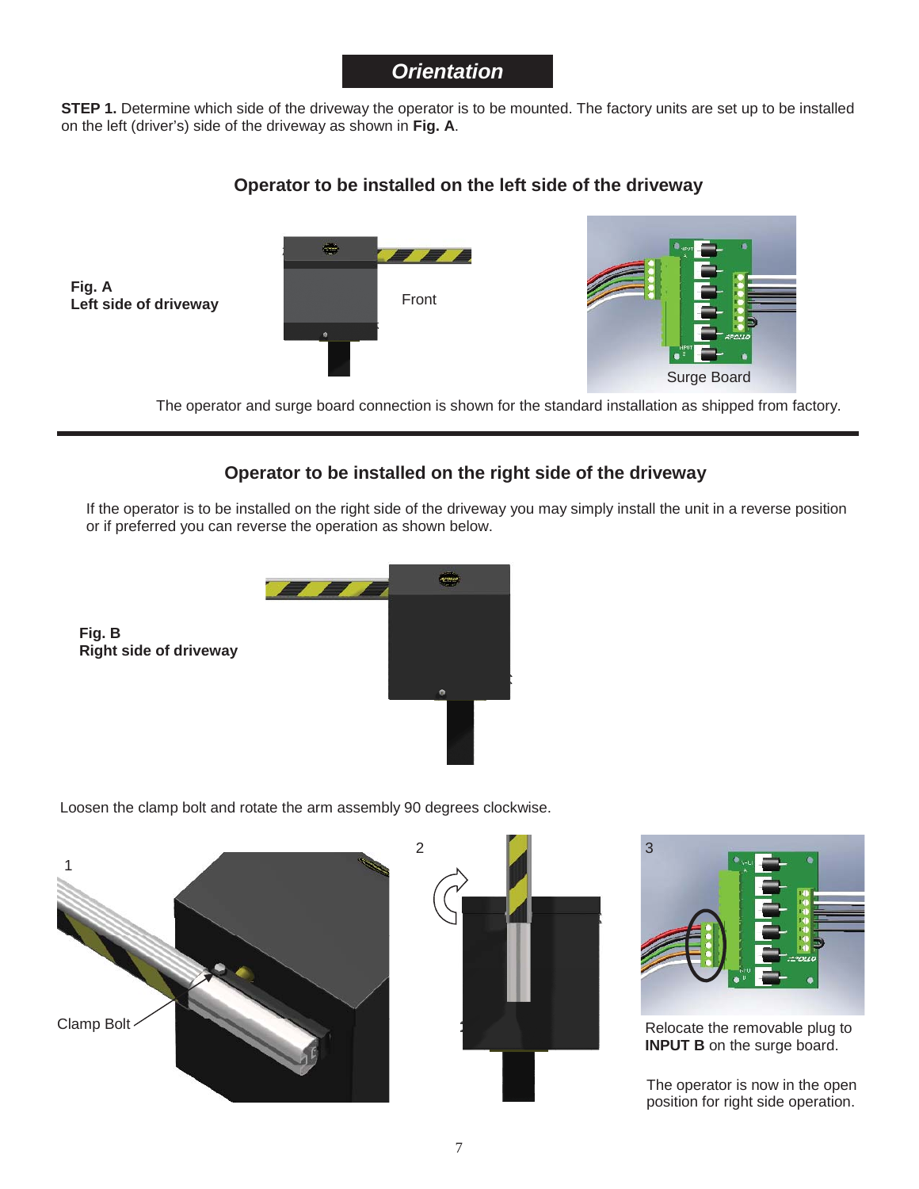# Orientation

**STEP 1.** Determine which side of the driveway the operator is to be mounted. The factory units are set up to be installed on the left (driver's) side of the driveway as shown in **Fig. A**.

## Operator to be installed on the left side of the driveway

**Fig. A**
**Left side of driveway**

Front

Surge Board

The operator and surge board connection is shown for the standard installation as shipped from factory.

## Operator to be installed on the right side of the driveway

If the operator is to be installed on the right side of the driveway you may simply install the unit in a reverse position or if preferred you can reverse the operation as shown below.

**Fig. B**
**Right side of driveway**

Loosen the clamp bolt and rotate the arm assembly 90 degrees clockwise.

1

Clamp Bolt

2

3

Relocate the removable plug to **INPUT B** on the surge board.

The operator is now in the open position for right side operation.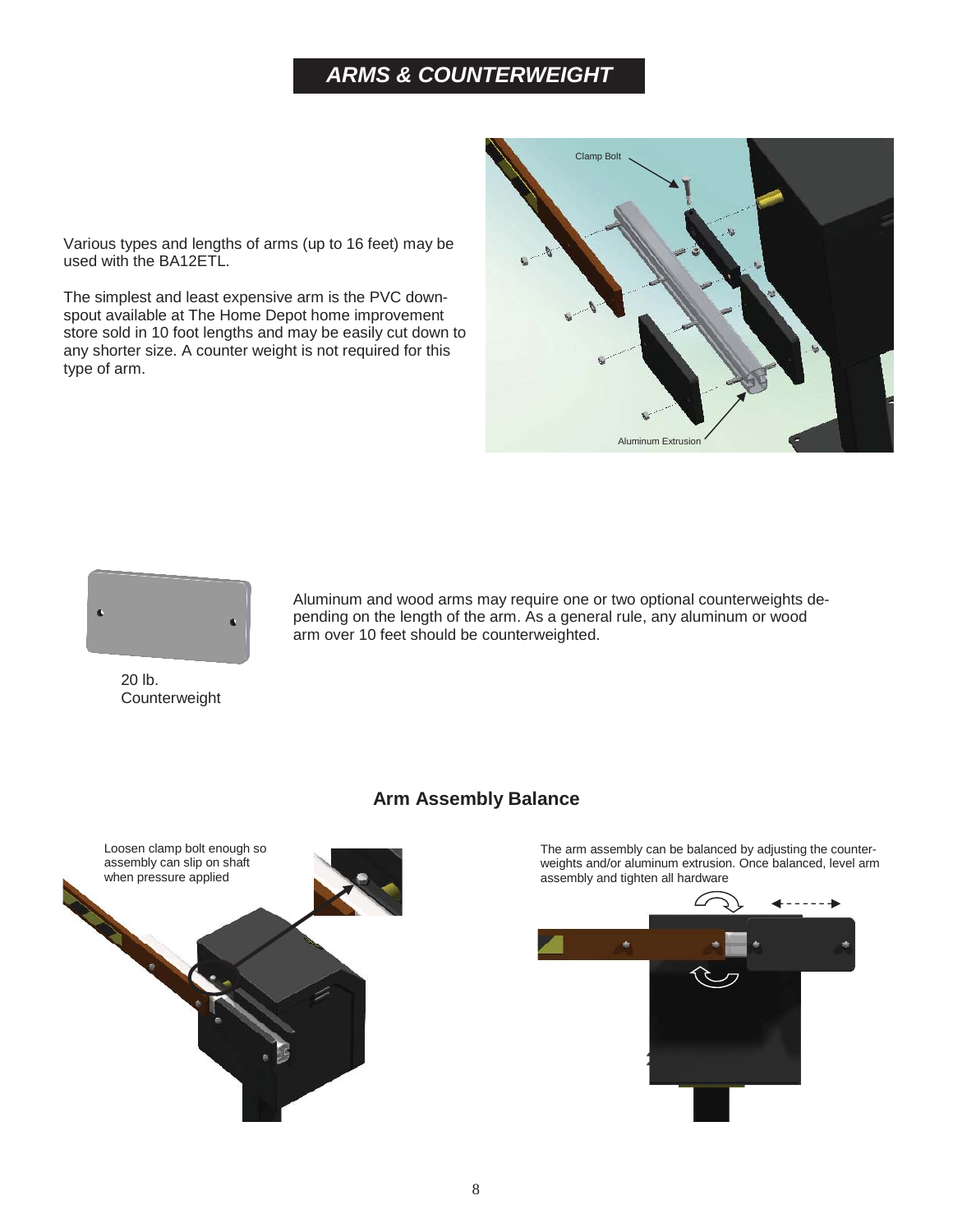# ARMS & COUNTERWEIGHT

Various types and lengths of arms (up to 16 feet) may be used with the BA12ETL.

The simplest and least expensive arm is the PVC down-spout available at The Home Depot home improvement store sold in 10 foot lengths and may be easily cut down to any shorter size. A counter weight is not required for this type of arm.

Clamp Bolt

Aluminum Extrusion

20 lb. Counterweight

Aluminum and wood arms may require one or two optional counterweights depending on the length of the arm. As a general rule, any aluminum or wood arm over 10 feet should be counterweighted.

## Arm Assembly Balance

Loosen clamp bolt enough so assembly can slip on shaft when pressure applied

The arm assembly can be balanced by adjusting the counterweights and/or aluminum extrusion. Once balanced, level arm assembly and tighten all hardware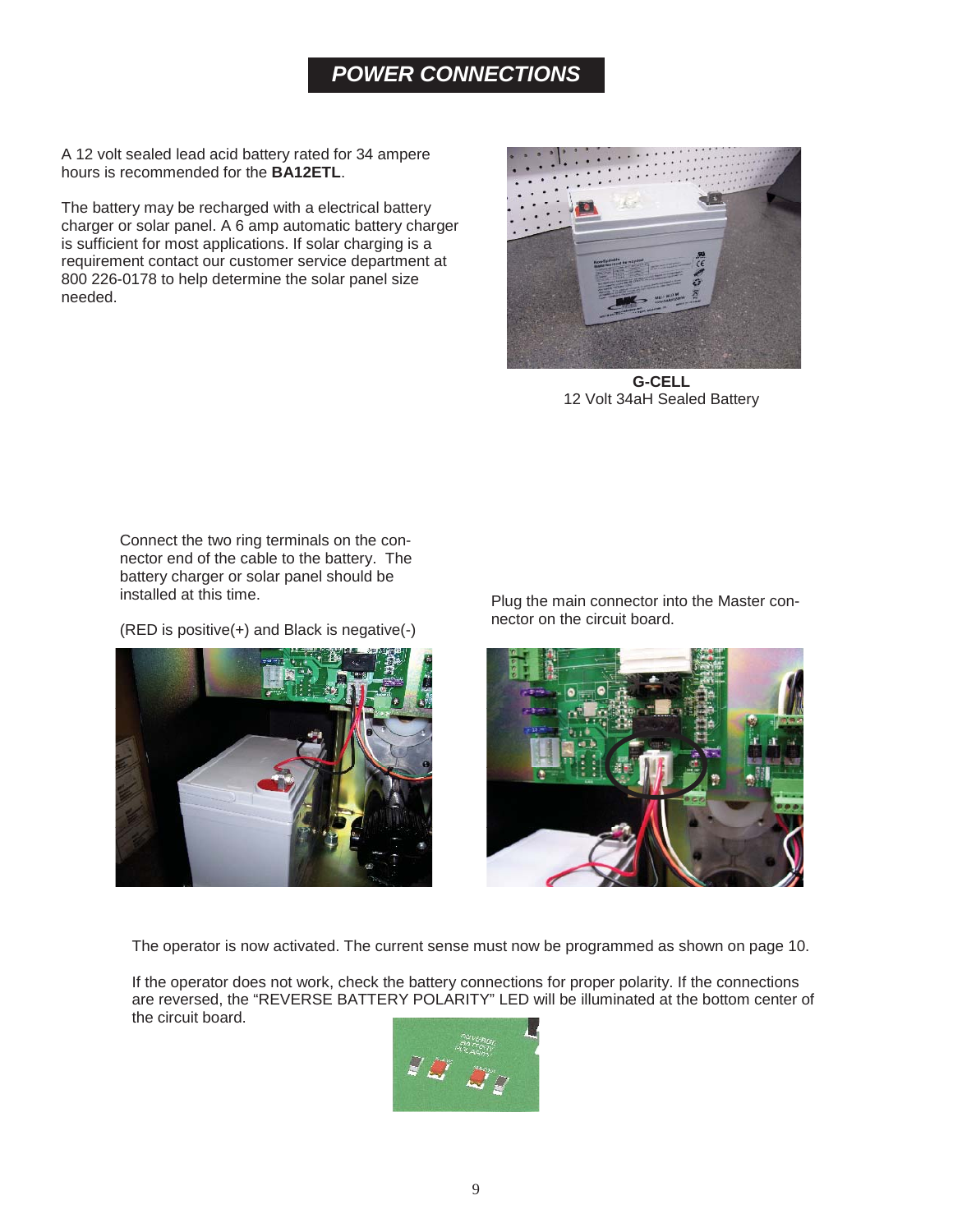# POWER CONNECTIONS

A 12 volt sealed lead acid battery rated for 34 ampere hours is recommended for the **BA12ETL**.

The battery may be recharged with a electrical battery charger or solar panel. A 6 amp automatic battery charger is sufficient for most applications. If solar charging is a requirement contact our customer service department at 800 226-0178 to help determine the solar panel size needed.

**G-CELL**
12 Volt 34aH Sealed Battery

Connect the two ring terminals on the connector end of the cable to the battery. The battery charger or solar panel should be installed at this time.

(RED is positive(+) and Black is negative(-)

Plug the main connector into the Master connector on the circuit board.

The operator is now activated. The current sense must now be programmed as shown on page 10.

If the operator does not work, check the battery connections for proper polarity. If the connections are reversed, the "REVERSE BATTERY POLARITY" LED will be illuminated at the bottom center of the circuit board.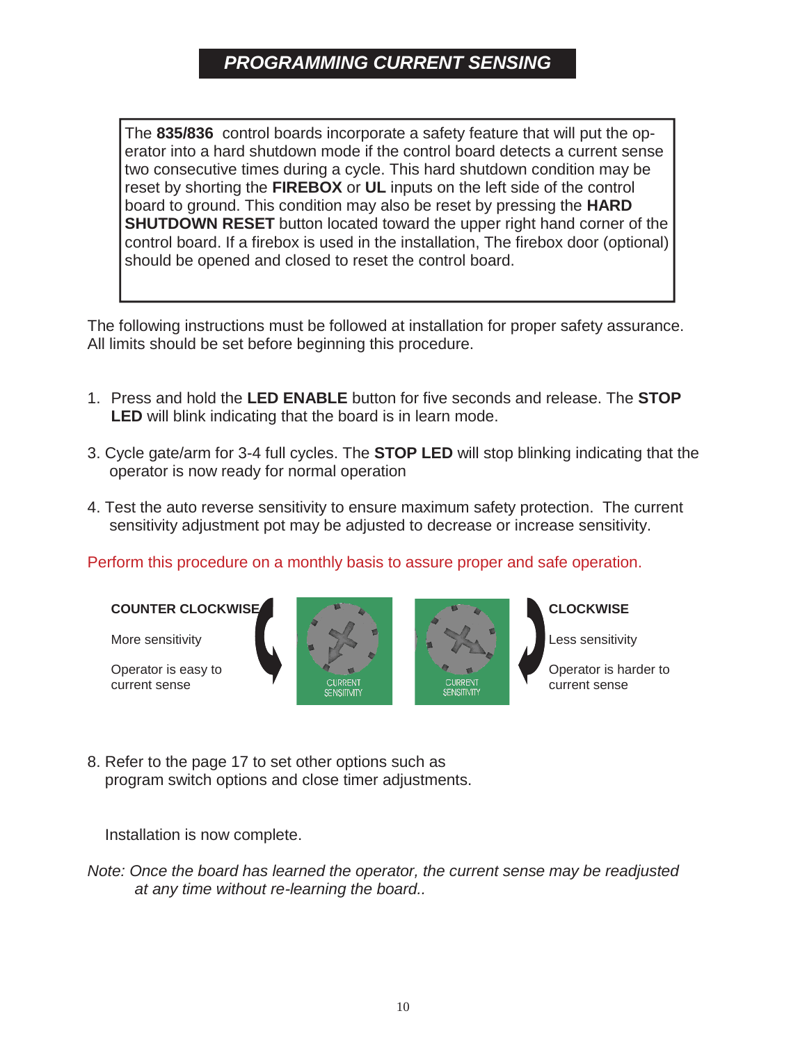## *PROGRAMMING CURRENT SENSING*

> The **835/836** control boards incorporate a safety feature that will put the operator into a hard shutdown mode if the control board detects a current sense two consecutive times during a cycle. This hard shutdown condition may be reset by shorting the **FIREBOX** or **UL** inputs on the left side of the control board to ground. This condition may also be reset by pressing the **HARD SHUTDOWN RESET** button located toward the upper right hand corner of the control board. If a firebox is used in the installation, The firebox door (optional) should be opened and closed to reset the control board.

The following instructions must be followed at installation for proper safety assurance. All limits should be set before beginning this procedure.

1. Press and hold the **LED ENABLE** button for five seconds and release. The **STOP LED** will blink indicating that the board is in learn mode.

3. Cycle gate/arm for 3-4 full cycles. The **STOP LED** will stop blinking indicating that the operator is now ready for normal operation

4. Test the auto reverse sensitivity to ensure maximum safety protection. The current sensitivity adjustment pot may be adjusted to decrease or increase sensitivity.

Perform this procedure on a monthly basis to assure proper and safe operation.

**COUNTER CLOCKWISE**

More sensitivity

Operator is easy to current sense

CURRENT SENSITIVITY

CURRENT SENSITIVITY

**CLOCKWISE**

Less sensitivity

Operator is harder to current sense

8. Refer to the page 17 to set other options such as program switch options and close timer adjustments.

Installation is now complete.

*Note: Once the board has learned the operator, the current sense may be readjusted at any time without re-learning the board..*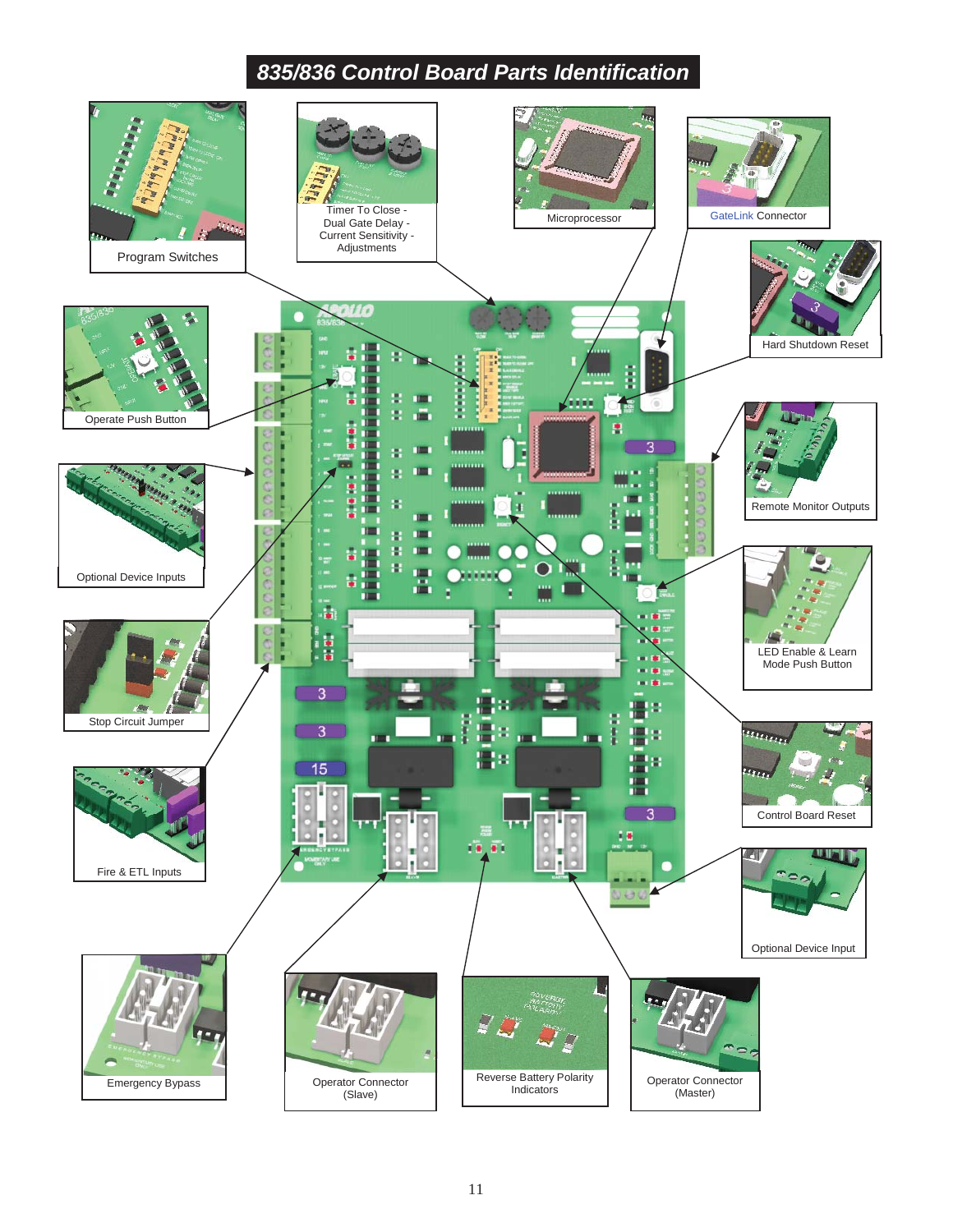# 835/836 Control Board Parts Identification

- Program Switches
- Timer To Close - Dual Gate Delay - Current Sensitivity - Adjustments
- Microprocessor
- GateLink Connector
- Hard Shutdown Reset
- Operate Push Button
- Remote Monitor Outputs
- Optional Device Inputs
- LED Enable & Learn Mode Push Button
- Stop Circuit Jumper
- Control Board Reset
- Fire & ETL Inputs
- Optional Device Input
- Emergency Bypass
- Operator Connector (Slave)
- Reverse Battery Polarity Indicators
- Operator Connector (Master)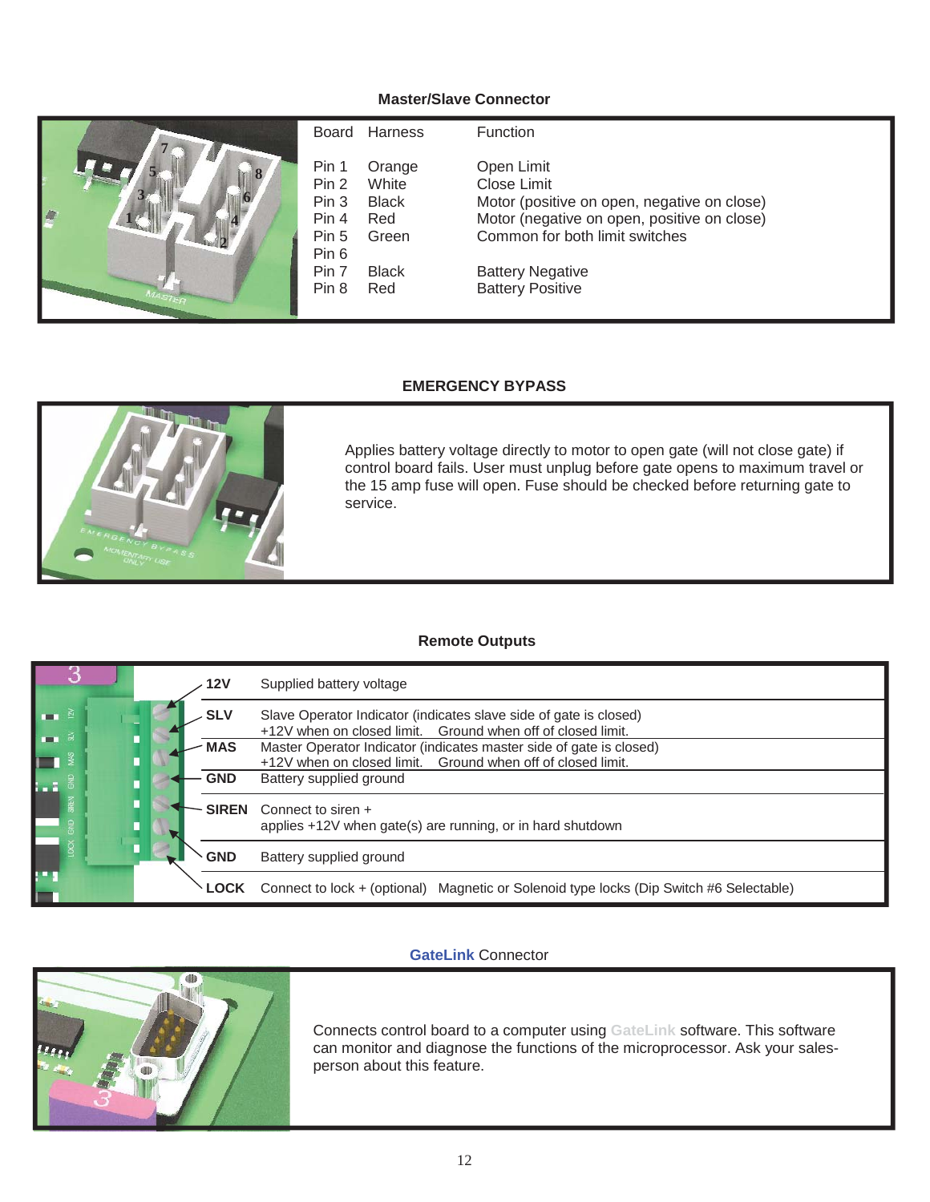## Master/Slave Connector

| Board | Harness | Function |
|---|---|---|
| Pin 1 | Orange | Open Limit |
| Pin 2 | White | Close Limit |
| Pin 3 | Black | Motor (positive on open, negative on close) |
| Pin 4 | Red | Motor (negative on open, positive on close) |
| Pin 5 | Green | Common for both limit switches |
| Pin 6 | | |
| Pin 7 | Black | Battery Negative |
| Pin 8 | Red | Battery Positive |

## EMERGENCY BYPASS

Applies battery voltage directly to motor to open gate (will not close gate) if control board fails. User must unplug before gate opens to maximum travel or the 15 amp fuse will open. Fuse should be checked before returning gate to service.

## Remote Outputs

| Terminal | Description |
|---|---|
| **12V** | Supplied battery voltage |
| **SLV** | Slave Operator Indicator (indicates slave side of gate is closed)<br>+12V when on closed limit. Ground when off of closed limit. |
| **MAS** | Master Operator Indicator (indicates master side of gate is closed)<br>+12V when on closed limit. Ground when off of closed limit. |
| **GND** | Battery supplied ground |
| **SIREN** | Connect to siren +<br>applies +12V when gate(s) are running, or in hard shutdown |
| **GND** | Battery supplied ground |
| **LOCK** | Connect to lock + (optional) Magnetic or Solenoid type locks (Dip Switch #6 Selectable) |

## GateLink Connector

Connects control board to a computer using GateLink software. This software can monitor and diagnose the functions of the microprocessor. Ask your sales-person about this feature.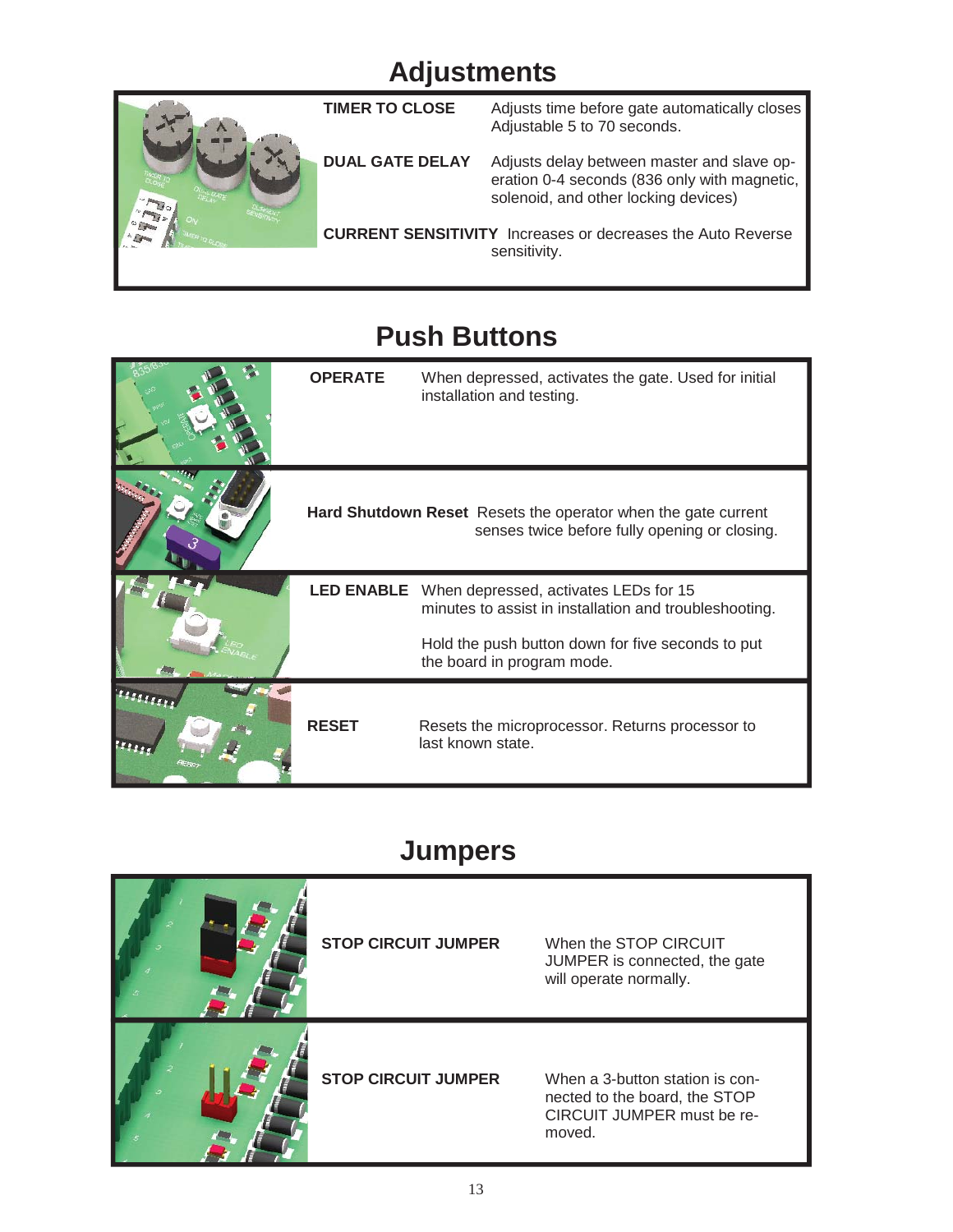## Adjustments

| | |
|---|---|
| **TIMER TO CLOSE** | Adjusts time before gate automatically closes Adjustable 5 to 70 seconds. |
| **DUAL GATE DELAY** | Adjusts delay between master and slave operation 0-4 seconds (836 only with magnetic, solenoid, and other locking devices) |
| **CURRENT SENSITIVITY** | Increases or decreases the Auto Reverse sensitivity. |

## Push Buttons

| | |
|---|---|
| **OPERATE** | When depressed, activates the gate. Used for initial installation and testing. |
| **Hard Shutdown Reset** | Resets the operator when the gate current senses twice before fully opening or closing. |
| **LED ENABLE** | When depressed, activates LEDs for 15 minutes to assist in installation and troubleshooting.<br><br>Hold the push button down for five seconds to put the board in program mode. |
| **RESET** | Resets the microprocessor. Returns processor to last known state. |

## Jumpers

| | |
|---|---|
| **STOP CIRCUIT JUMPER** | When the STOP CIRCUIT JUMPER is connected, the gate will operate normally. |
| **STOP CIRCUIT JUMPER** | When a 3-button station is connected to the board, the STOP CIRCUIT JUMPER must be removed. |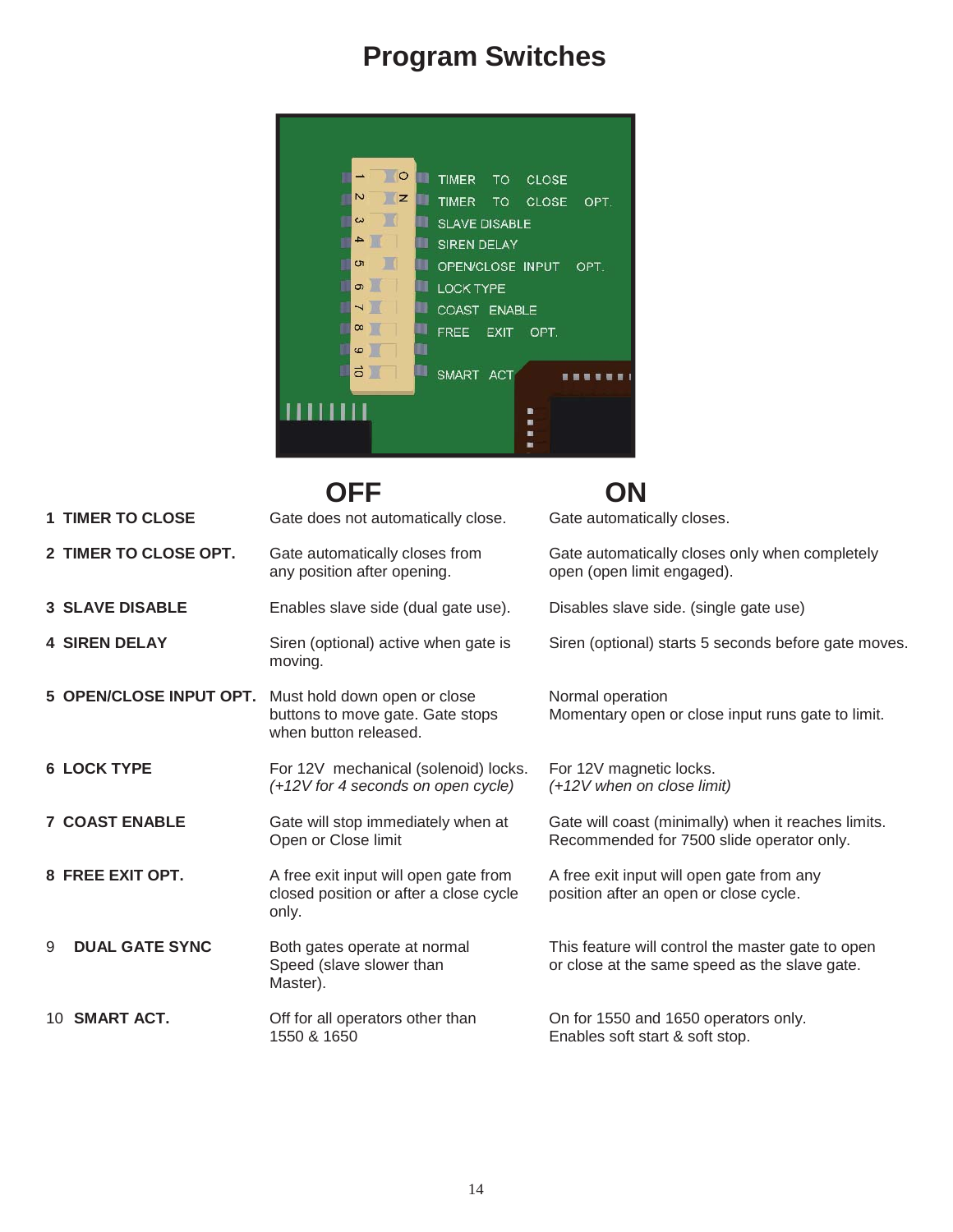# Program Switches

| | OFF | ON |
|---|---|---|
| **1 TIMER TO CLOSE** | Gate does not automatically close. | Gate automatically closes. |
| **2 TIMER TO CLOSE OPT.** | Gate automatically closes from any position after opening. | Gate automatically closes only when completely open (open limit engaged). |
| **3 SLAVE DISABLE** | Enables slave side (dual gate use). | Disables slave side. (single gate use) |
| **4 SIREN DELAY** | Siren (optional) active when gate is moving. | Siren (optional) starts 5 seconds before gate moves. |
| **5 OPEN/CLOSE INPUT OPT.** | Must hold down open or close buttons to move gate. Gate stops when button released. | Normal operation<br>Momentary open or close input runs gate to limit. |
| **6 LOCK TYPE** | For 12V mechanical (solenoid) locks.<br>*(+12V for 4 seconds on open cycle)* | For 12V magnetic locks.<br>*(+12V when on close limit)* |
| **7 COAST ENABLE** | Gate will stop immediately when at Open or Close limit | Gate will coast (minimally) when it reaches limits. Recommended for 7500 slide operator only. |
| **8 FREE EXIT OPT.** | A free exit input will open gate from closed position or after a close cycle only. | A free exit input will open gate from any position after an open or close cycle. |
| 9 **DUAL GATE SYNC** | Both gates operate at normal Speed (slave slower than Master). | This feature will control the master gate to open or close at the same speed as the slave gate. |
| 10 **SMART ACT.** | Off for all operators other than 1550 & 1650 | On for 1550 and 1650 operators only. Enables soft start & soft stop. |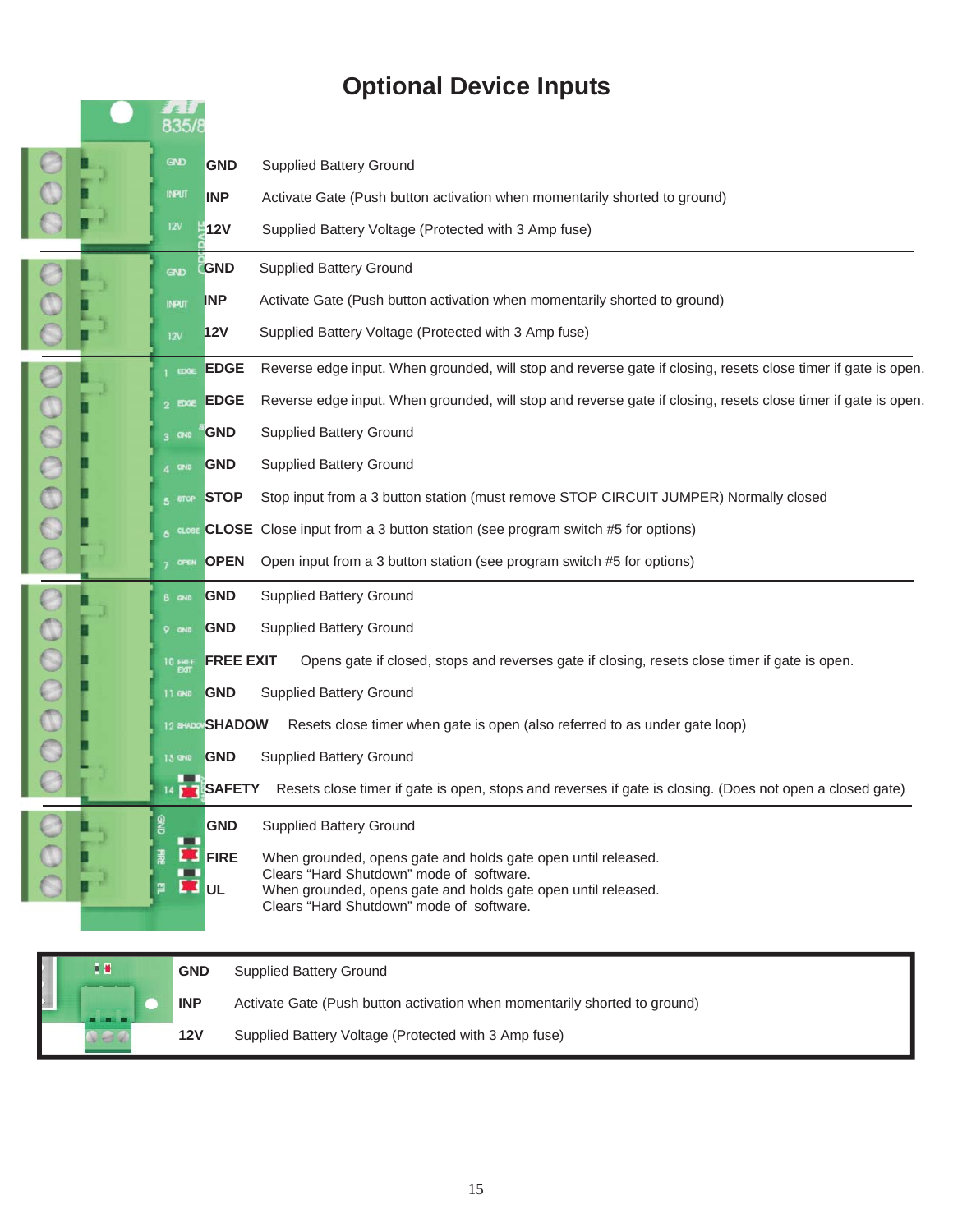# Optional Device Inputs

| Terminal | Description |
|---|---|
| GND | Supplied Battery Ground |
| INP | Activate Gate (Push button activation when momentarily shorted to ground) |
| 12V | Supplied Battery Voltage (Protected with 3 Amp fuse) |

| Terminal | Description |
|---|---|
| GND | Supplied Battery Ground |
| INP | Activate Gate (Push button activation when momentarily shorted to ground) |
| 12V | Supplied Battery Voltage (Protected with 3 Amp fuse) |

| Terminal | Description |
|---|---|
| EDGE | Reverse edge input. When grounded, will stop and reverse gate if closing, resets close timer if gate is open. |
| EDGE | Reverse edge input. When grounded, will stop and reverse gate if closing, resets close timer if gate is open. |
| GND | Supplied Battery Ground |
| GND | Supplied Battery Ground |
| STOP | Stop input from a 3 button station (must remove STOP CIRCUIT JUMPER) Normally closed |
| CLOSE | Close input from a 3 button station (see program switch #5 for options) |
| OPEN | Open input from a 3 button station (see program switch #5 for options) |

| Terminal | Description |
|---|---|
| GND | Supplied Battery Ground |
| GND | Supplied Battery Ground |
| FREE EXIT | Opens gate if closed, stops and reverses gate if closing, resets close timer if gate is open. |
| GND | Supplied Battery Ground |
| SHADOW | Resets close timer when gate is open (also referred to as under gate loop) |
| GND | Supplied Battery Ground |
| SAFETY | Resets close timer if gate is open, stops and reverses if gate is closing. (Does not open a closed gate) |

| Terminal | Description |
|---|---|
| GND | Supplied Battery Ground |
| FIRE | When grounded, opens gate and holds gate open until released. Clears "Hard Shutdown" mode of software. |
| UL | When grounded, opens gate and holds gate open until released. Clears "Hard Shutdown" mode of software. |

| Terminal | Description |
|---|---|
| GND | Supplied Battery Ground |
| INP | Activate Gate (Push button activation when momentarily shorted to ground) |
| 12V | Supplied Battery Voltage (Protected with 3 Amp fuse) |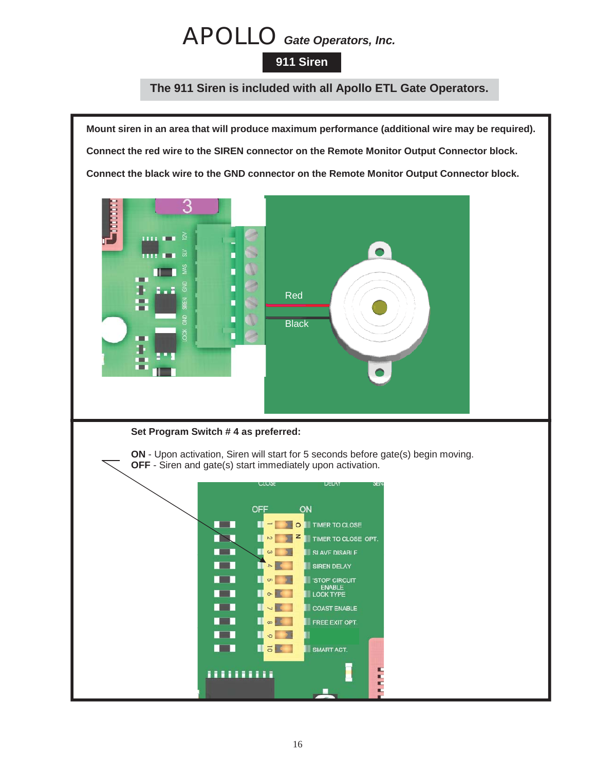# APOLLO *Gate Operators, Inc.*

## 911 Siren

**The 911 Siren is included with all Apollo ETL Gate Operators.**

**Mount siren in an area that will produce maximum performance (additional wire may be required).**

**Connect the red wire to the SIREN connector on the Remote Monitor Output Connector block.**

**Connect the black wire to the GND connector on the Remote Monitor Output Connector block.**

Red

Black

**Set Program Switch # 4 as preferred:**

**ON** - Upon activation, Siren will start for 5 seconds before gate(s) begin moving.
**OFF** - Siren and gate(s) start immediately upon activation.

OFF ON

1 TIMER TO CLOSE
2 TIMER TO CLOSE OPT.
3 SLAVE DISABLE
4 SIREN DELAY
5 'STOP' CIRCUIT ENABLE
6 LOCK TYPE
7 COAST ENABLE
8 FREE EXIT OPT.
9
10 SMART ACT.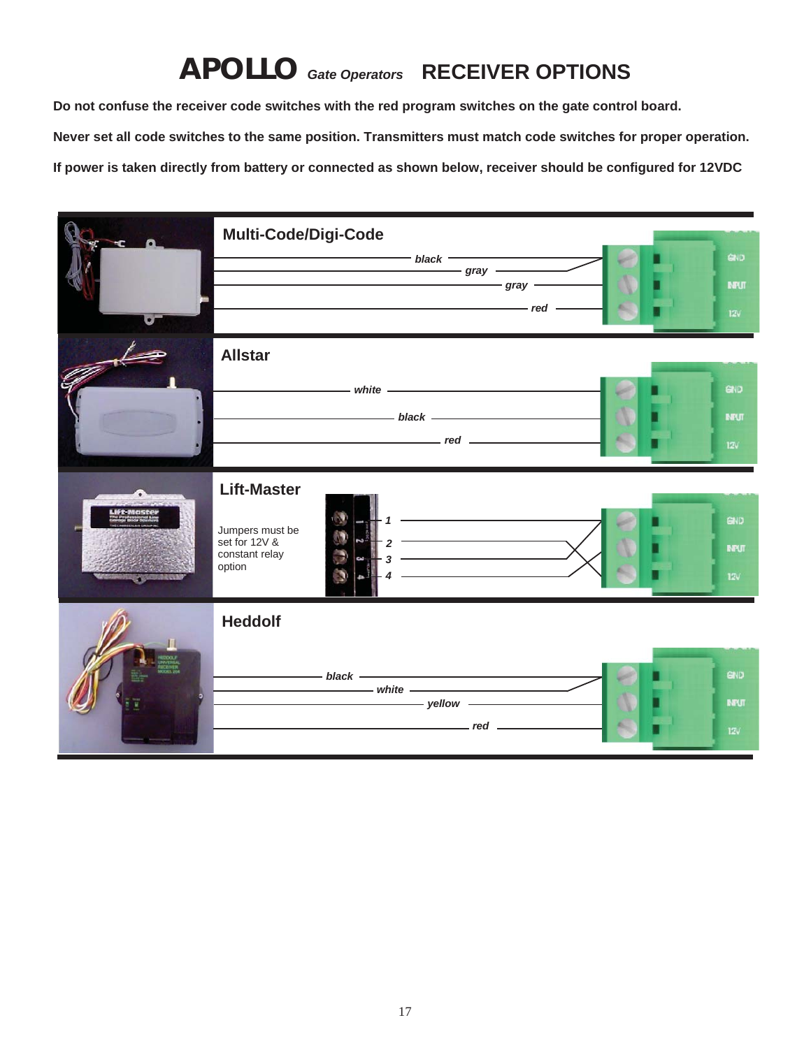# APOLLO *Gate Operators* RECEIVER OPTIONS

**Do not confuse the receiver code switches with the red program switches on the gate control board.**

**Never set all code switches to the same position. Transmitters must match code switches for proper operation.**

**If power is taken directly from battery or connected as shown below, receiver should be configured for 12VDC**

## Multi-Code/Digi-Code

*black*, *gray*, *gray*, *red*

GND, INPUT, 12V

## Allstar

*white*, *black*, *red*

GND, INPUT, 12V

## Lift-Master

Jumpers must be set for 12V & constant relay option

*1*, *2*, *3*, *4*

GND, INPUT, 12V

## Heddolf

*black*, *white*, *yellow*, *red*

GND, INPUT, 12V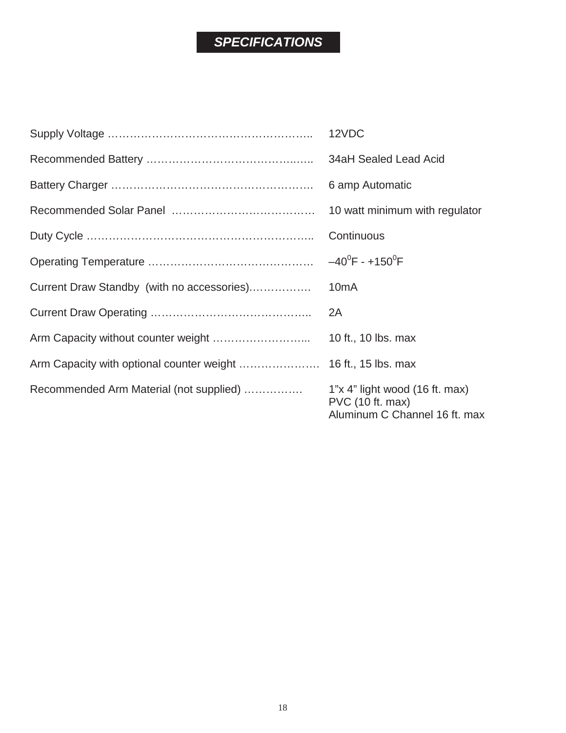# *SPECIFICATIONS*

| | |
|---|---|
| Supply Voltage | 12VDC |
| Recommended Battery | 34aH Sealed Lead Acid |
| Battery Charger | 6 amp Automatic |
| Recommended Solar Panel | 10 watt minimum with regulator |
| Duty Cycle | Continuous |
| Operating Temperature | $-40^{0}$F - $+150^{0}$F |
| Current Draw Standby (with no accessories) | 10mA |
| Current Draw Operating | 2A |
| Arm Capacity without counter weight | 10 ft., 10 lbs. max |
| Arm Capacity with optional counter weight | 16 ft., 15 lbs. max |
| Recommended Arm Material (not supplied) | 1"x 4" light wood (16 ft. max)<br>PVC (10 ft. max)<br>Aluminum C Channel 16 ft. max |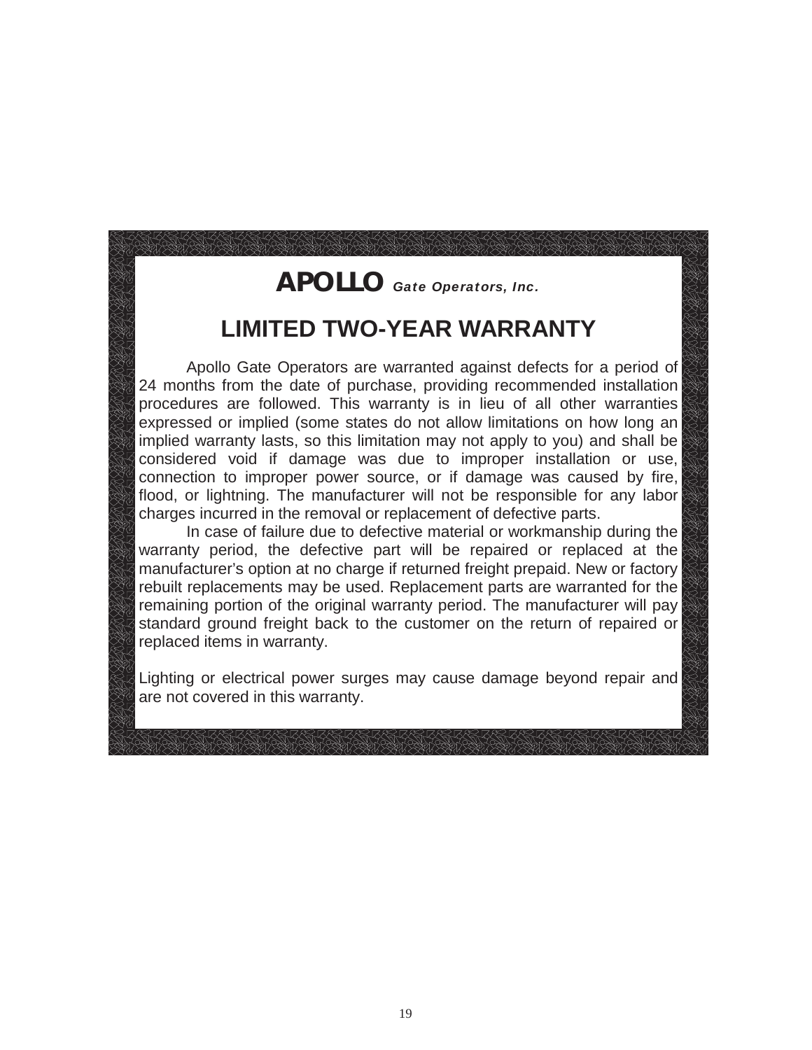# **APOLLO** *Gate Operators, Inc.*

## LIMITED TWO-YEAR WARRANTY

Apollo Gate Operators are warranted against defects for a period of 24 months from the date of purchase, providing recommended installation procedures are followed. This warranty is in lieu of all other warranties expressed or implied (some states do not allow limitations on how long an implied warranty lasts, so this limitation may not apply to you) and shall be considered void if damage was due to improper installation or use, connection to improper power source, or if damage was caused by fire, flood, or lightning. The manufacturer will not be responsible for any labor charges incurred in the removal or replacement of defective parts.

In case of failure due to defective material or workmanship during the warranty period, the defective part will be repaired or replaced at the manufacturer's option at no charge if returned freight prepaid. New or factory rebuilt replacements may be used. Replacement parts are warranted for the remaining portion of the original warranty period. The manufacturer will pay standard ground freight back to the customer on the return of repaired or replaced items in warranty.

Lighting or electrical power surges may cause damage beyond repair and are not covered in this warranty.